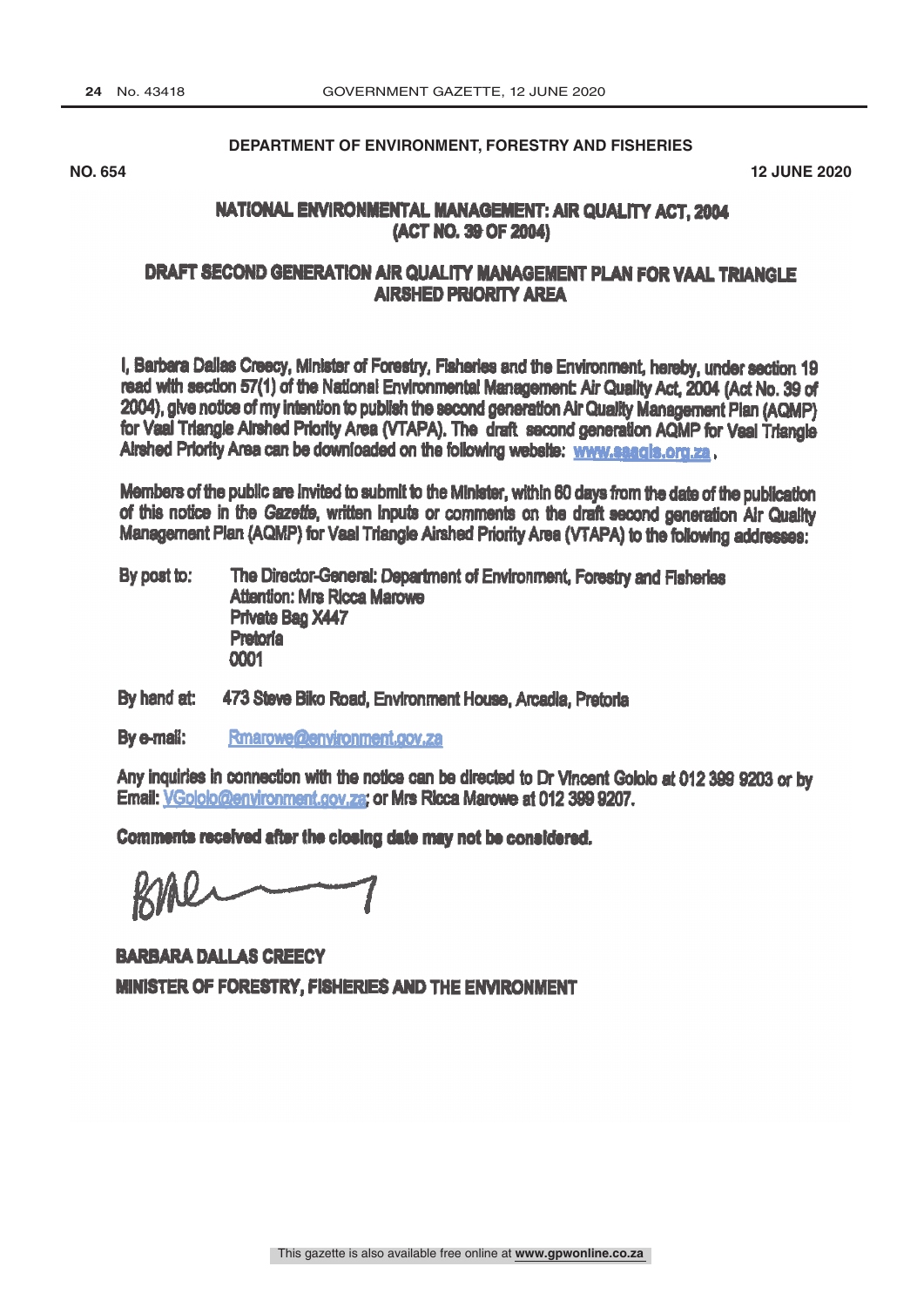**DEPARTMENT OF ENVIRONMENT, FORESTRY AND FISHERIES**

**NO. 654** **12 JUNE 2020**

# NATIONAL ENVIRONMENTAL MANAGEMENT: AIR QUALITY ACT, 2004 (ACT NO. 39 OF 2004)

## DRAFT SECOND GENERATION AIR QUALITY MANAGEMENT PLAN FOR VAAL TRIANGLE AIRSHED PRIORITY AREA

I, Barbara Dallas Creecy, Minister of Forestry, Fisheries and the Environment, hereby, under section 19 read with section 57(1) of the National Environmental Management: Air Quality Act, 2004 (Act No. 39 of 2004), give notice of my intention to publish the second generation Air Quality Management Plan (AQMP) for Vaal Triangle Airshed Priority Area (VTAPA). The draft second generation AQMP for Vaal Triangle Airshed Priority Area can be downloaded on the following website: www.saaqis.org.za.

Members of the public are invited to submit to the Minister, within 60 days from the date of the publication of this notice in the *Gazette*, written inputs or comments on the draft second generation Air Quality Management Plan (AQMP) for Vaal Triangle Airshed Priority Area (VTAPA) to the following addresses:

By post to: The Director-General: Department of Environment, Forestry and Fisheries
Attention: Mrs Ricca Marowe
Private Bag X447
Pretoria
0001

By hand at: 473 Steve Biko Road, Environment House, Arcadia, Pretoria

By e-mail: Rmarowe@environment.gov.za

Any inquiries in connection with the notice can be directed to Dr Vincent Gololo at 012 399 9203 or by Email: VGololo@environment.gov.za; or Mrs Ricca Marowe at 012 399 9207.

**Comments received after the closing date may not be considered.**

**BARBARA DALLAS CREECY**
**MINISTER OF FORESTRY, FISHERIES AND THE ENVIRONMENT**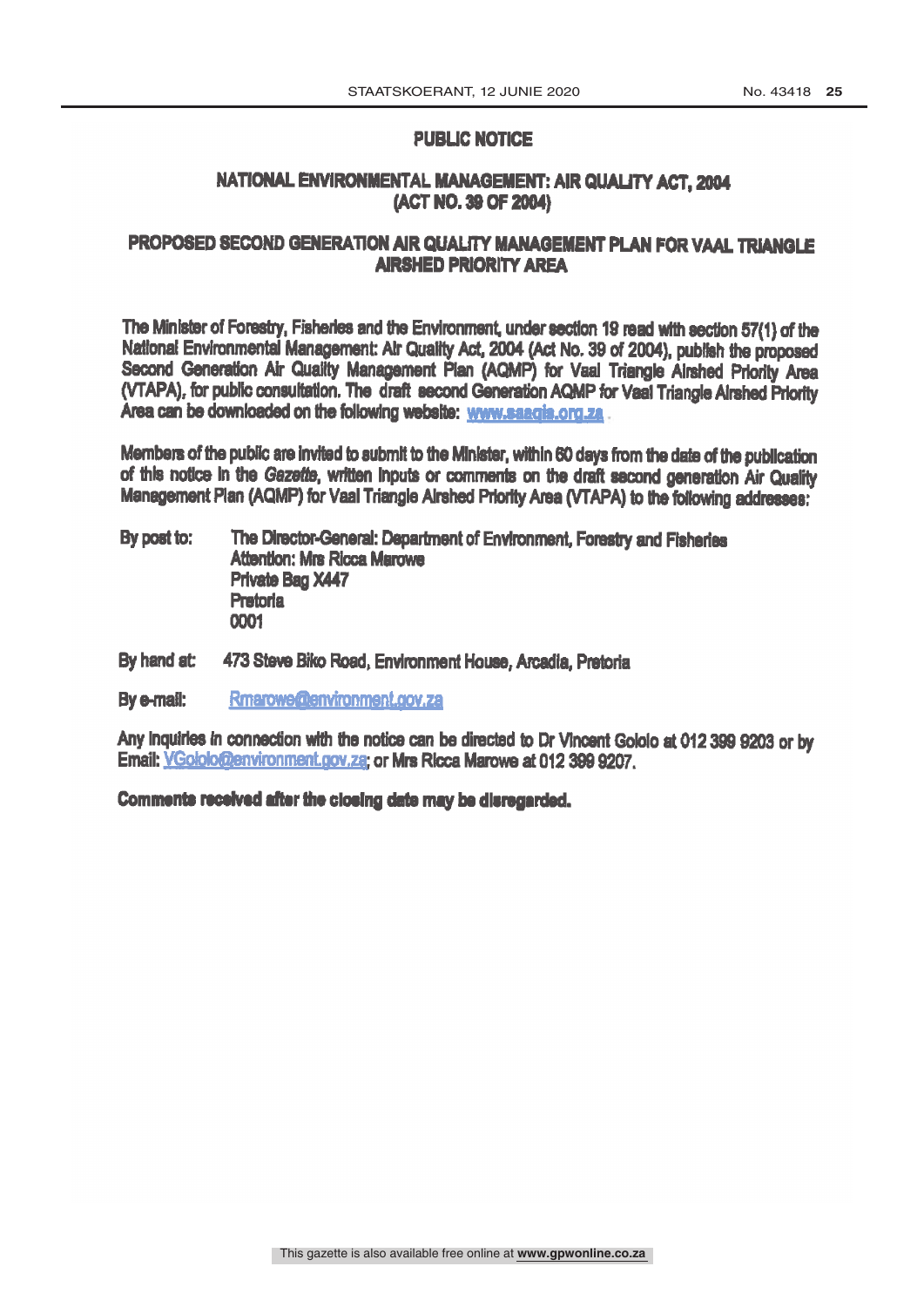# PUBLIC NOTICE

## NATIONAL ENVIRONMENTAL MANAGEMENT: AIR QUALITY ACT, 2004 (ACT NO. 39 OF 2004)

## PROPOSED SECOND GENERATION AIR QUALITY MANAGEMENT PLAN FOR VAAL TRIANGLE AIRSHED PRIORITY AREA

The Minister of Forestry, Fisheries and the Environment, under section 19 read with section 57(1) of the National Environmental Management: Air Quality Act, 2004 (Act No. 39 of 2004), publish the proposed Second Generation Air Quality Management Plan (AQMP) for Vaal Triangle Airshed Priority Area (VTAPA), for public consultation. The draft second Generation AQMP for Vaal Triangle Airshed Priority Area can be downloaded on the following website: www.saaqis.org.za.

Members of the public are invited to submit to the Minister, within 60 days from the date of the publication of this notice in the *Gazette*, written inputs or comments on the draft second generation Air Quality Management Plan (AQMP) for Vaal Triangle Airshed Priority Area (VTAPA) to the following addresses:

By post to: The Director-General: Department of Environment, Forestry and Fisheries
Attention: Mrs Ricca Marowe
Private Bag X447
Pretoria
0001

By hand at: 473 Steve Biko Road, Environment House, Arcadia, Pretoria

By e-mail: Rmarowe@environment.gov.za

Any inquiries in connection with the notice can be directed to Dr Vincent Gololo at 012 399 9203 or by Email: VGololo@environment.gov.za; or Mrs Ricca Marowe at 012 399 9207.

**Comments received after the closing date may be disregarded.**